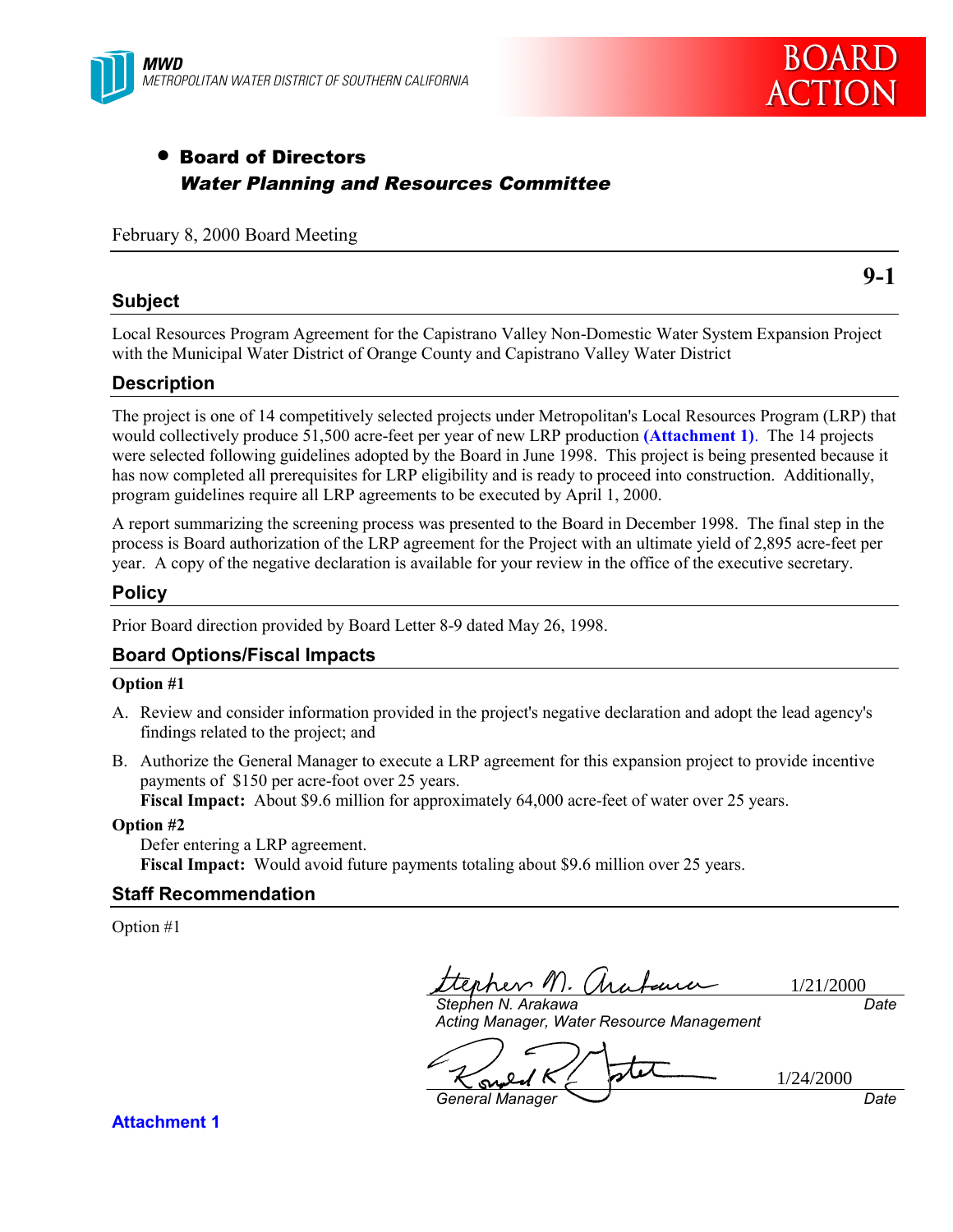MWD
METROPOLITAN WATER DISTRICT OF SOUTHERN CALIFORNIA

BOARD ACTION

- **Board of Directors**
  ***Water Planning and Resources Committee***

February 8, 2000 Board Meeting

**9-1**

## Subject

Local Resources Program Agreement for the Capistrano Valley Non-Domestic Water System Expansion Project with the Municipal Water District of Orange County and Capistrano Valley Water District

## Description

The project is one of 14 competitively selected projects under Metropolitan's Local Resources Program (LRP) that would collectively produce 51,500 acre-feet per year of new LRP production **(Attachment 1)**. The 14 projects were selected following guidelines adopted by the Board in June 1998. This project is being presented because it has now completed all prerequisites for LRP eligibility and is ready to proceed into construction. Additionally, program guidelines require all LRP agreements to be executed by April 1, 2000.

A report summarizing the screening process was presented to the Board in December 1998. The final step in the process is Board authorization of the LRP agreement for the Project with an ultimate yield of 2,895 acre-feet per year. A copy of the negative declaration is available for your review in the office of the executive secretary.

## Policy

Prior Board direction provided by Board Letter 8-9 dated May 26, 1998.

## Board Options/Fiscal Impacts

**Option #1**

A. Review and consider information provided in the project's negative declaration and adopt the lead agency's findings related to the project; and

B. Authorize the General Manager to execute a LRP agreement for this expansion project to provide incentive payments of $150 per acre-foot over 25 years.
**Fiscal Impact:** About $9.6 million for approximately 64,000 acre-feet of water over 25 years.

**Option #2**

Defer entering a LRP agreement.
**Fiscal Impact:** Would avoid future payments totaling about $9.6 million over 25 years.

## Staff Recommendation

Option #1

Stephen N. Arakawa — 1/21/2000
*Stephen N. Arakawa*
*Acting Manager, Water Resource Management* — *Date*

Ronald R. Gastelum — 1/24/2000
*General Manager* — *Date*

**Attachment 1**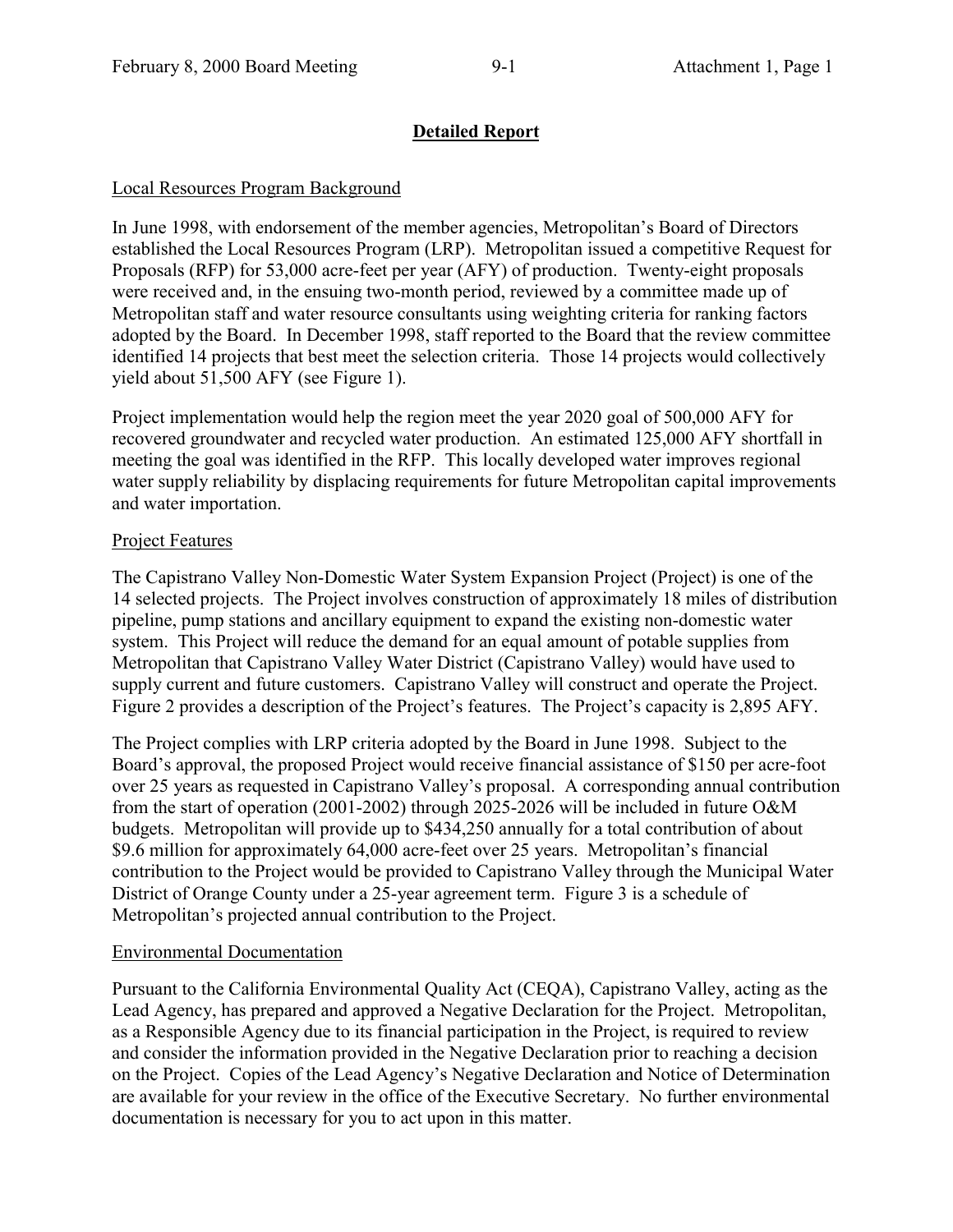## Detailed Report

### Local Resources Program Background

In June 1998, with endorsement of the member agencies, Metropolitan's Board of Directors established the Local Resources Program (LRP). Metropolitan issued a competitive Request for Proposals (RFP) for 53,000 acre-feet per year (AFY) of production. Twenty-eight proposals were received and, in the ensuing two-month period, reviewed by a committee made up of Metropolitan staff and water resource consultants using weighting criteria for ranking factors adopted by the Board. In December 1998, staff reported to the Board that the review committee identified 14 projects that best meet the selection criteria. Those 14 projects would collectively yield about 51,500 AFY (see Figure 1).

Project implementation would help the region meet the year 2020 goal of 500,000 AFY for recovered groundwater and recycled water production. An estimated 125,000 AFY shortfall in meeting the goal was identified in the RFP. This locally developed water improves regional water supply reliability by displacing requirements for future Metropolitan capital improvements and water importation.

### Project Features

The Capistrano Valley Non-Domestic Water System Expansion Project (Project) is one of the 14 selected projects. The Project involves construction of approximately 18 miles of distribution pipeline, pump stations and ancillary equipment to expand the existing non-domestic water system. This Project will reduce the demand for an equal amount of potable supplies from Metropolitan that Capistrano Valley Water District (Capistrano Valley) would have used to supply current and future customers. Capistrano Valley will construct and operate the Project. Figure 2 provides a description of the Project's features. The Project's capacity is 2,895 AFY.

The Project complies with LRP criteria adopted by the Board in June 1998. Subject to the Board's approval, the proposed Project would receive financial assistance of $150 per acre-foot over 25 years as requested in Capistrano Valley's proposal. A corresponding annual contribution from the start of operation (2001-2002) through 2025-2026 will be included in future O&M budgets. Metropolitan will provide up to $434,250 annually for a total contribution of about $9.6 million for approximately 64,000 acre-feet over 25 years. Metropolitan's financial contribution to the Project would be provided to Capistrano Valley through the Municipal Water District of Orange County under a 25-year agreement term. Figure 3 is a schedule of Metropolitan's projected annual contribution to the Project.

### Environmental Documentation

Pursuant to the California Environmental Quality Act (CEQA), Capistrano Valley, acting as the Lead Agency, has prepared and approved a Negative Declaration for the Project. Metropolitan, as a Responsible Agency due to its financial participation in the Project, is required to review and consider the information provided in the Negative Declaration prior to reaching a decision on the Project. Copies of the Lead Agency's Negative Declaration and Notice of Determination are available for your review in the office of the Executive Secretary. No further environmental documentation is necessary for you to act upon in this matter.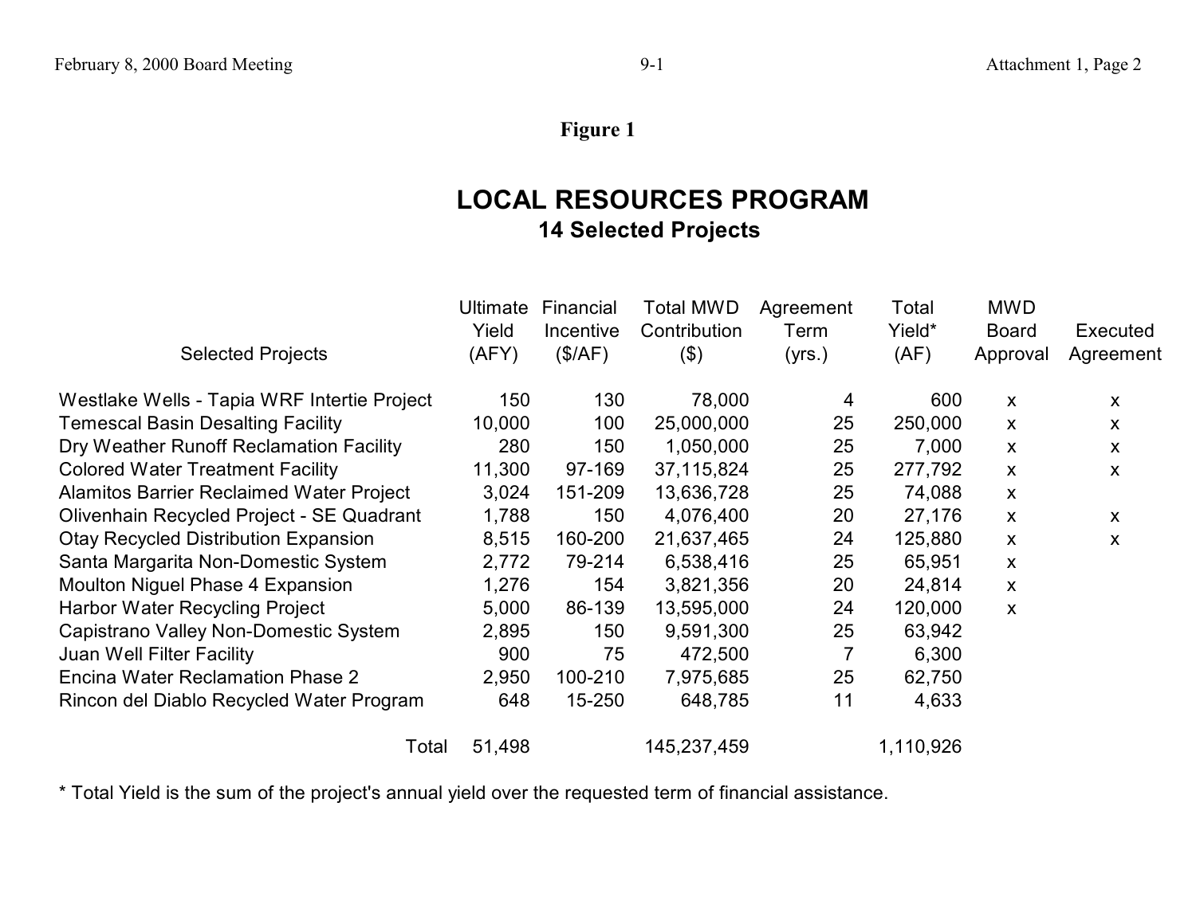**Figure 1**

## LOCAL RESOURCES PROGRAM
### 14 Selected Projects

| Selected Projects | Ultimate Yield (AFY) | Financial Incentive ($/AF) | Total MWD Contribution ($) | Agreement Term (yrs.) | Total Yield* (AF) | MWD Board Approval | Executed Agreement |
|---|---|---|---|---|---|---|---|
| Westlake Wells - Tapia WRF Intertie Project | 150 | 130 | 78,000 | 4 | 600 | x | x |
| Temescal Basin Desalting Facility | 10,000 | 100 | 25,000,000 | 25 | 250,000 | x | x |
| Dry Weather Runoff Reclamation Facility | 280 | 150 | 1,050,000 | 25 | 7,000 | x | x |
| Colored Water Treatment Facility | 11,300 | 97-169 | 37,115,824 | 25 | 277,792 | x | x |
| Alamitos Barrier Reclaimed Water Project | 3,024 | 151-209 | 13,636,728 | 25 | 74,088 | x | |
| Olivenhain Recycled Project - SE Quadrant | 1,788 | 150 | 4,076,400 | 20 | 27,176 | x | x |
| Otay Recycled Distribution Expansion | 8,515 | 160-200 | 21,637,465 | 24 | 125,880 | x | x |
| Santa Margarita Non-Domestic System | 2,772 | 79-214 | 6,538,416 | 25 | 65,951 | x | |
| Moulton Niguel Phase 4 Expansion | 1,276 | 154 | 3,821,356 | 20 | 24,814 | x | |
| Harbor Water Recycling Project | 5,000 | 86-139 | 13,595,000 | 24 | 120,000 | x | |
| Capistrano Valley Non-Domestic System | 2,895 | 150 | 9,591,300 | 25 | 63,942 | | |
| Juan Well Filter Facility | 900 | 75 | 472,500 | 7 | 6,300 | | |
| Encina Water Reclamation Phase 2 | 2,950 | 100-210 | 7,975,685 | 25 | 62,750 | | |
| Rincon del Diablo Recycled Water Program | 648 | 15-250 | 648,785 | 11 | 4,633 | | |
| Total | 51,498 | | 145,237,459 | | 1,110,926 | | |

* Total Yield is the sum of the project's annual yield over the requested term of financial assistance.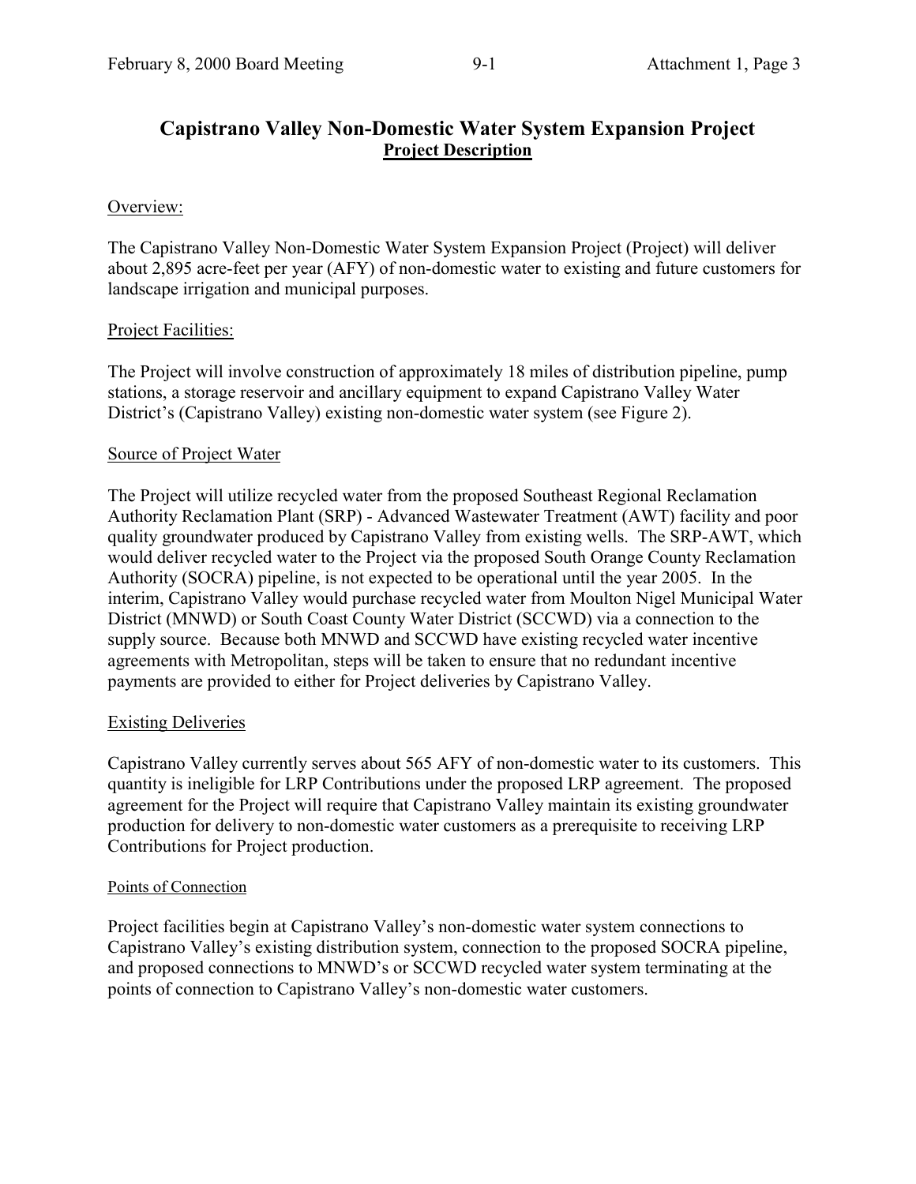# Capistrano Valley Non-Domestic Water System Expansion Project

## Project Description

Overview:

The Capistrano Valley Non-Domestic Water System Expansion Project (Project) will deliver about 2,895 acre-feet per year (AFY) of non-domestic water to existing and future customers for landscape irrigation and municipal purposes.

Project Facilities:

The Project will involve construction of approximately 18 miles of distribution pipeline, pump stations, a storage reservoir and ancillary equipment to expand Capistrano Valley Water District's (Capistrano Valley) existing non-domestic water system (see Figure 2).

Source of Project Water

The Project will utilize recycled water from the proposed Southeast Regional Reclamation Authority Reclamation Plant (SRP) - Advanced Wastewater Treatment (AWT) facility and poor quality groundwater produced by Capistrano Valley from existing wells. The SRP-AWT, which would deliver recycled water to the Project via the proposed South Orange County Reclamation Authority (SOCRA) pipeline, is not expected to be operational until the year 2005. In the interim, Capistrano Valley would purchase recycled water from Moulton Nigel Municipal Water District (MNWD) or South Coast County Water District (SCCWD) via a connection to the supply source. Because both MNWD and SCCWD have existing recycled water incentive agreements with Metropolitan, steps will be taken to ensure that no redundant incentive payments are provided to either for Project deliveries by Capistrano Valley.

Existing Deliveries

Capistrano Valley currently serves about 565 AFY of non-domestic water to its customers. This quantity is ineligible for LRP Contributions under the proposed LRP agreement. The proposed agreement for the Project will require that Capistrano Valley maintain its existing groundwater production for delivery to non-domestic water customers as a prerequisite to receiving LRP Contributions for Project production.

Points of Connection

Project facilities begin at Capistrano Valley's non-domestic water system connections to Capistrano Valley's existing distribution system, connection to the proposed SOCRA pipeline, and proposed connections to MNWD's or SCCWD recycled water system terminating at the points of connection to Capistrano Valley's non-domestic water customers.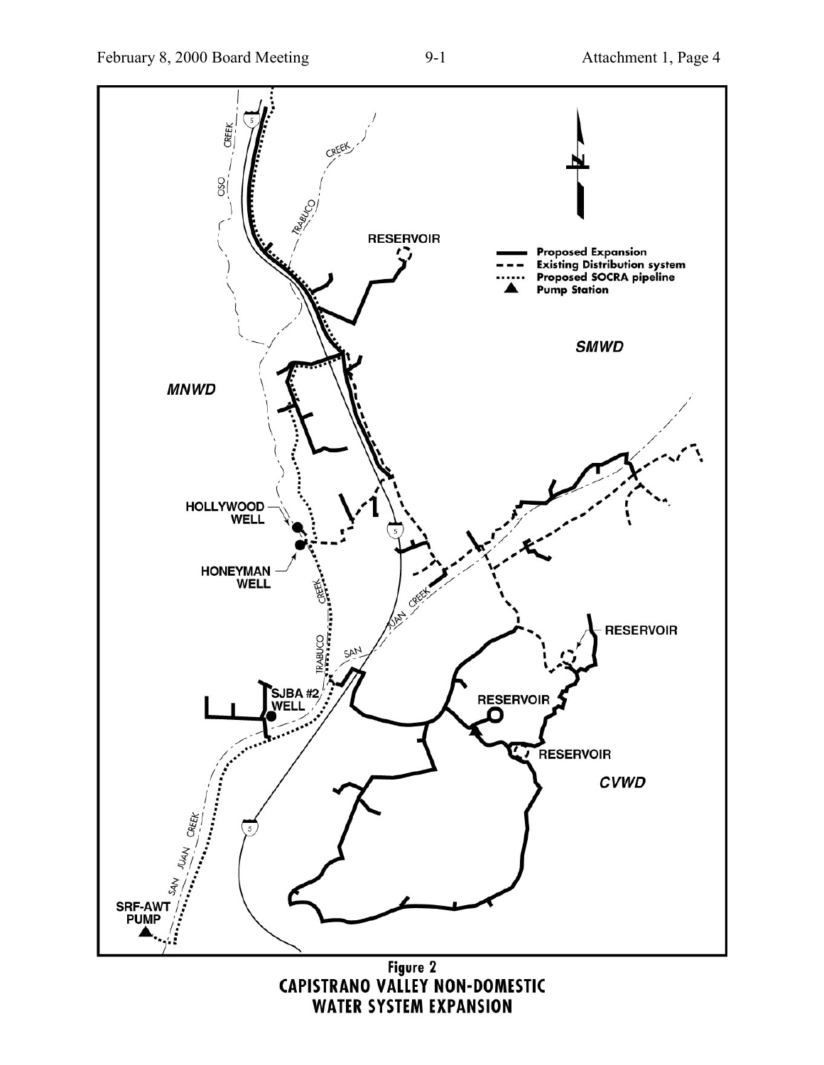**Figure 2**
**CAPISTRANO VALLEY NON-DOMESTIC WATER SYSTEM EXPANSION**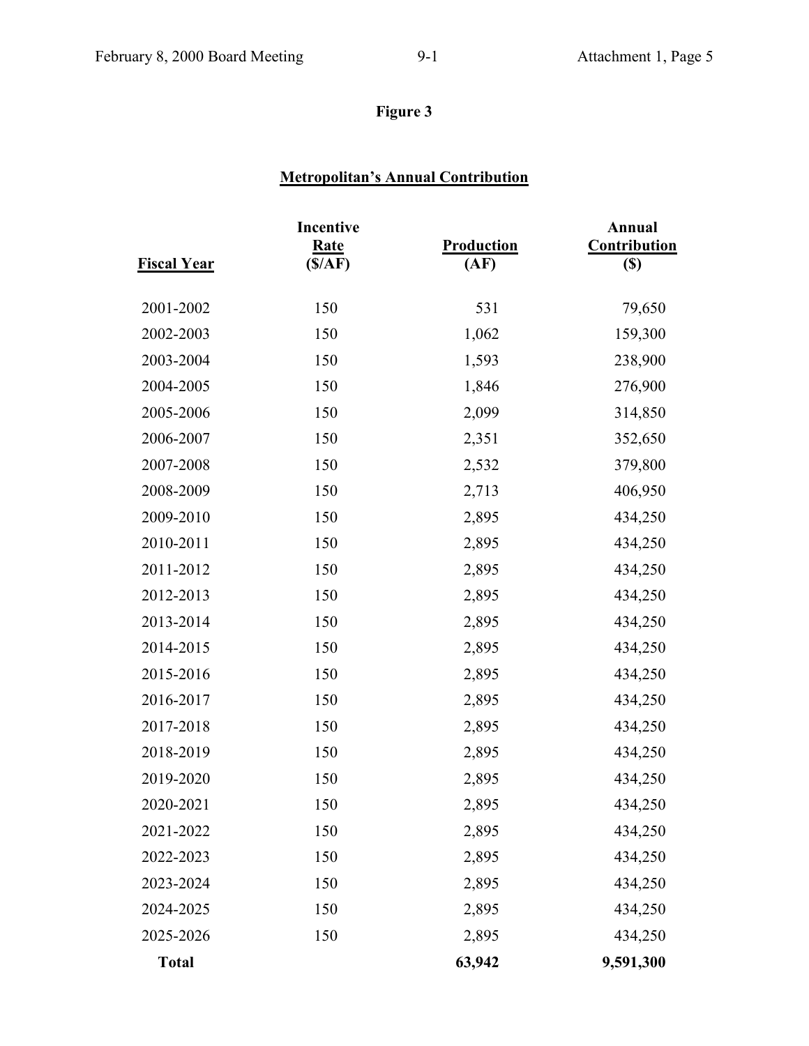**Figure 3**

**Metropolitan's Annual Contribution**

| Fiscal Year | Incentive Rate ($/AF) | Production (AF) | Annual Contribution ($) |
|---|---|---|---|
| 2001-2002 | 150 | 531 | 79,650 |
| 2002-2003 | 150 | 1,062 | 159,300 |
| 2003-2004 | 150 | 1,593 | 238,900 |
| 2004-2005 | 150 | 1,846 | 276,900 |
| 2005-2006 | 150 | 2,099 | 314,850 |
| 2006-2007 | 150 | 2,351 | 352,650 |
| 2007-2008 | 150 | 2,532 | 379,800 |
| 2008-2009 | 150 | 2,713 | 406,950 |
| 2009-2010 | 150 | 2,895 | 434,250 |
| 2010-2011 | 150 | 2,895 | 434,250 |
| 2011-2012 | 150 | 2,895 | 434,250 |
| 2012-2013 | 150 | 2,895 | 434,250 |
| 2013-2014 | 150 | 2,895 | 434,250 |
| 2014-2015 | 150 | 2,895 | 434,250 |
| 2015-2016 | 150 | 2,895 | 434,250 |
| 2016-2017 | 150 | 2,895 | 434,250 |
| 2017-2018 | 150 | 2,895 | 434,250 |
| 2018-2019 | 150 | 2,895 | 434,250 |
| 2019-2020 | 150 | 2,895 | 434,250 |
| 2020-2021 | 150 | 2,895 | 434,250 |
| 2021-2022 | 150 | 2,895 | 434,250 |
| 2022-2023 | 150 | 2,895 | 434,250 |
| 2023-2024 | 150 | 2,895 | 434,250 |
| 2024-2025 | 150 | 2,895 | 434,250 |
| 2025-2026 | 150 | 2,895 | 434,250 |
| **Total** | | **63,942** | **9,591,300** |